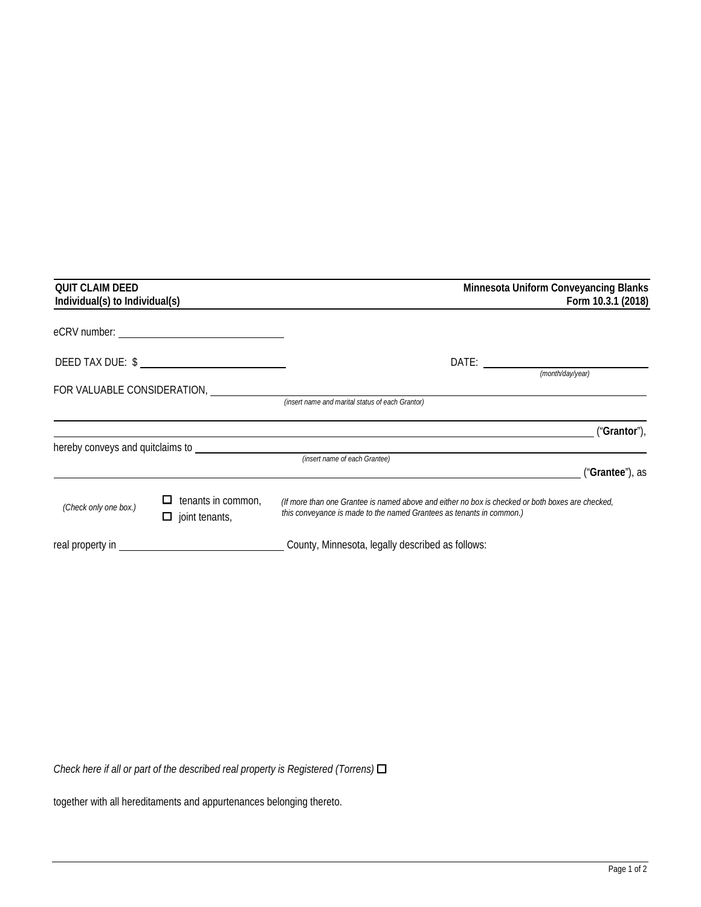**QUIT CLAIM DEED**
**Individual(s) to Individual(s)**

**Minnesota Uniform Conveyancing Blanks**
**Form 10.3.1 (2018)**

eCRV number: ______________________________

DEED TAX DUE: $ ______________________________

DATE: ______________________________
*(month/day/year)*

FOR VALUABLE CONSIDERATION, ____________________________________________________________
*(insert name and marital status of each Grantor)*

____________________________________________________________________________________

____________________________________________________________________________ ("**Grantor**"),

hereby conveys and quitclaims to ____________________________________________________________
*(insert name of each Grantee)*

____________________________________________________________________________ ("**Grantee**"), as

*(Check only one box.)* ☐ tenants in common, ☐ joint tenants,

*(If more than one Grantee is named above and either no box is checked or both boxes are checked, this conveyance is made to the named Grantees as tenants in common.)*

real property in ______________________________ County, Minnesota, legally described as follows:

*Check here if all or part of the described real property is Registered (Torrens)* ☐

together with all hereditaments and appurtenances belonging thereto.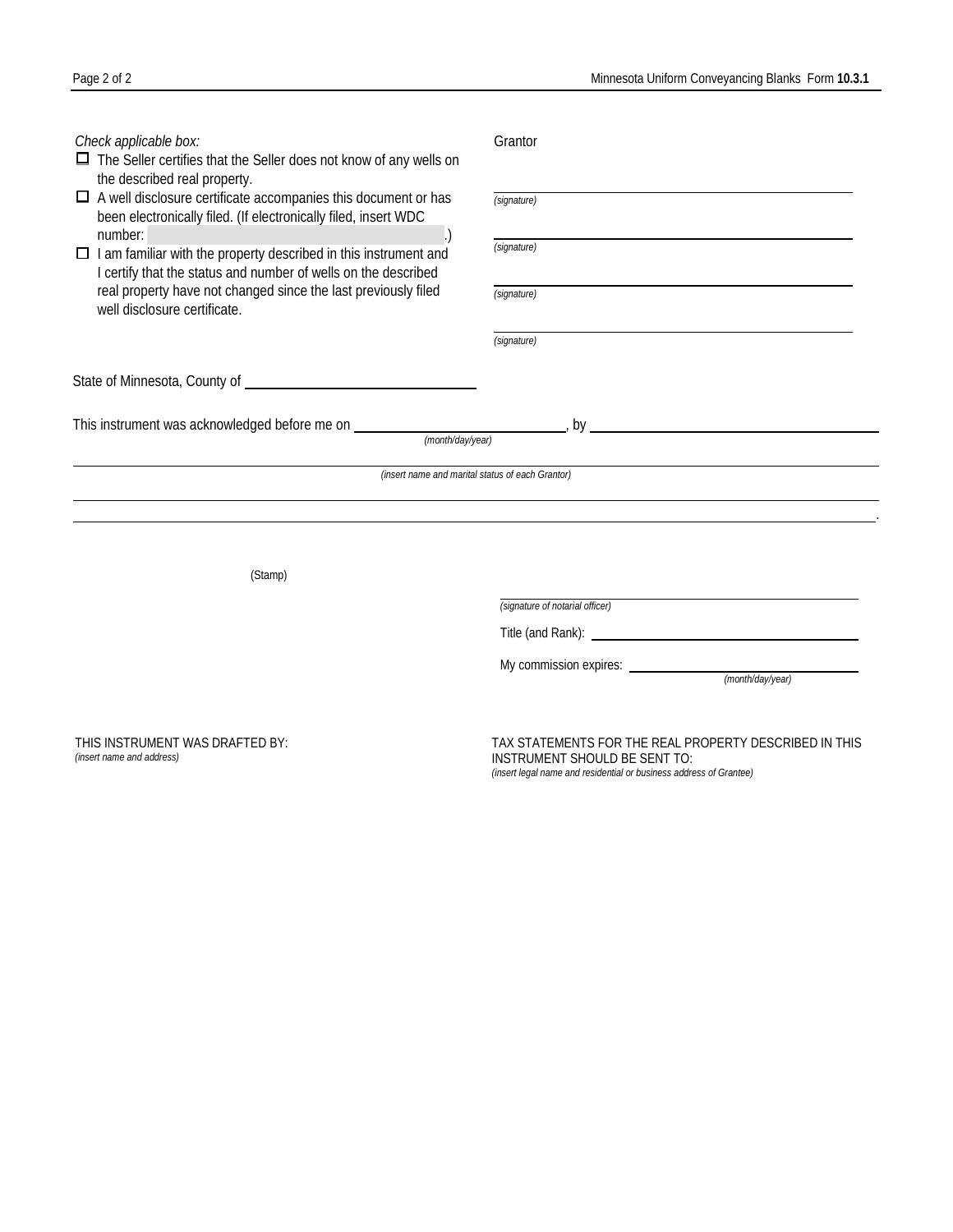*Check applicable box:*

- ☐ The Seller certifies that the Seller does not know of any wells on the described real property.
- ☐ A well disclosure certificate accompanies this document or has been electronically filed. (If electronically filed, insert WDC number: ______________________.)
- ☐ I am familiar with the property described in this instrument and I certify that the status and number of wells on the described real property have not changed since the last previously filed well disclosure certificate.

Grantor

______________________________
*(signature)*

______________________________
*(signature)*

______________________________
*(signature)*

______________________________
*(signature)*

State of Minnesota, County of ______________________________

This instrument was acknowledged before me on ______________________________, by ______________________________
*(month/day/year)*

______________________________________________________________________
*(insert name and marital status of each Grantor)*

______________________________________________________________________

______________________________________________________________________.

(Stamp)

______________________________
*(signature of notarial officer)*

Title (and Rank): ______________________________

My commission expires: ______________________________
*(month/day/year)*

THIS INSTRUMENT WAS DRAFTED BY:
*(insert name and address)*

TAX STATEMENTS FOR THE REAL PROPERTY DESCRIBED IN THIS INSTRUMENT SHOULD BE SENT TO:
*(insert legal name and residential or business address of Grantee)*